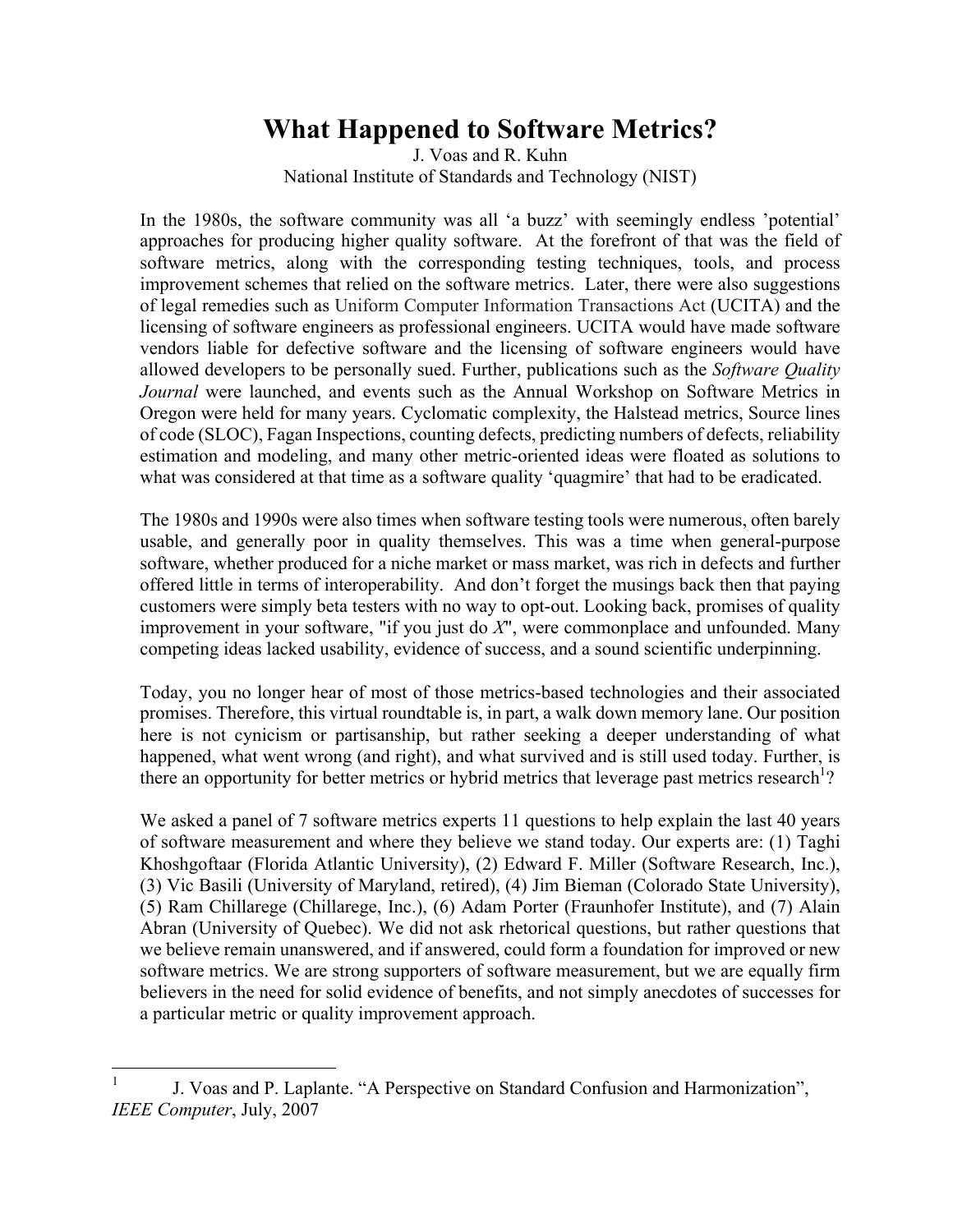# What Happened to Software Metrics?

J. Voas and R. Kuhn
National Institute of Standards and Technology (NIST)

In the 1980s, the software community was all 'a buzz' with seemingly endless 'potential' approaches for producing higher quality software. At the forefront of that was the field of software metrics, along with the corresponding testing techniques, tools, and process improvement schemes that relied on the software metrics. Later, there were also suggestions of legal remedies such as Uniform Computer Information Transactions Act (UCITA) and the licensing of software engineers as professional engineers. UCITA would have made software vendors liable for defective software and the licensing of software engineers would have allowed developers to be personally sued. Further, publications such as the *Software Quality Journal* were launched, and events such as the Annual Workshop on Software Metrics in Oregon were held for many years. Cyclomatic complexity, the Halstead metrics, Source lines of code (SLOC), Fagan Inspections, counting defects, predicting numbers of defects, reliability estimation and modeling, and many other metric-oriented ideas were floated as solutions to what was considered at that time as a software quality 'quagmire' that had to be eradicated.

The 1980s and 1990s were also times when software testing tools were numerous, often barely usable, and generally poor in quality themselves. This was a time when general-purpose software, whether produced for a niche market or mass market, was rich in defects and further offered little in terms of interoperability. And don't forget the musings back then that paying customers were simply beta testers with no way to opt-out. Looking back, promises of quality improvement in your software, "if you just do *X*", were commonplace and unfounded. Many competing ideas lacked usability, evidence of success, and a sound scientific underpinning.

Today, you no longer hear of most of those metrics-based technologies and their associated promises. Therefore, this virtual roundtable is, in part, a walk down memory lane. Our position here is not cynicism or partisanship, but rather seeking a deeper understanding of what happened, what went wrong (and right), and what survived and is still used today. Further, is there an opportunity for better metrics or hybrid metrics that leverage past metrics research[1]?

We asked a panel of 7 software metrics experts 11 questions to help explain the last 40 years of software measurement and where they believe we stand today. Our experts are: (1) Taghi Khoshgoftaar (Florida Atlantic University), (2) Edward F. Miller (Software Research, Inc.), (3) Vic Basili (University of Maryland, retired), (4) Jim Bieman (Colorado State University), (5) Ram Chillarege (Chillarege, Inc.), (6) Adam Porter (Fraunhofer Institute), and (7) Alain Abran (University of Quebec). We did not ask rhetorical questions, but rather questions that we believe remain unanswered, and if answered, could form a foundation for improved or new software metrics. We are strong supporters of software measurement, but we are equally firm believers in the need for solid evidence of benefits, and not simply anecdotes of successes for a particular metric or quality improvement approach.

---

[1] J. Voas and P. Laplante. "A Perspective on Standard Confusion and Harmonization", *IEEE Computer*, July, 2007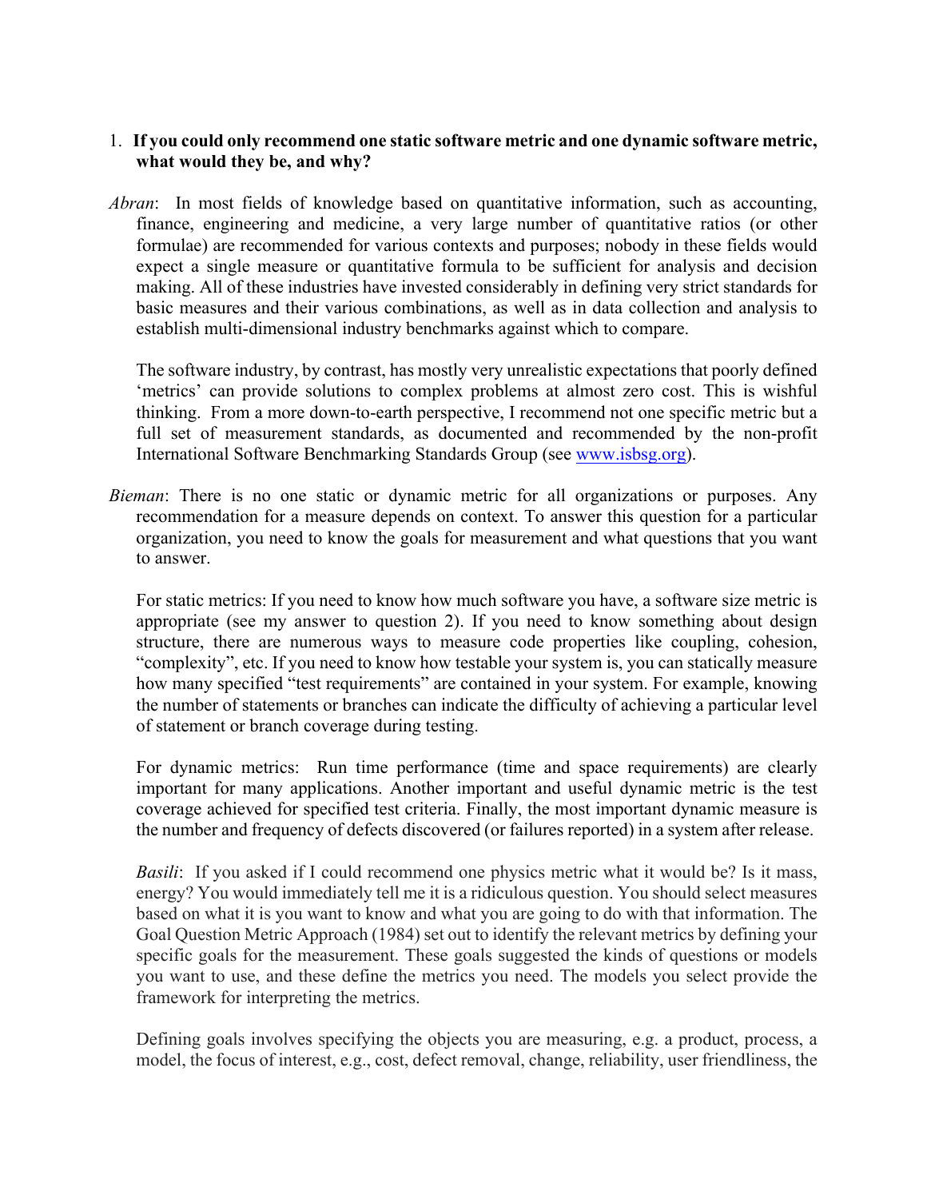1. **If you could only recommend one static software metric and one dynamic software metric, what would they be, and why?**

*Abran*: In most fields of knowledge based on quantitative information, such as accounting, finance, engineering and medicine, a very large number of quantitative ratios (or other formulae) are recommended for various contexts and purposes; nobody in these fields would expect a single measure or quantitative formula to be sufficient for analysis and decision making. All of these industries have invested considerably in defining very strict standards for basic measures and their various combinations, as well as in data collection and analysis to establish multi-dimensional industry benchmarks against which to compare.

The software industry, by contrast, has mostly very unrealistic expectations that poorly defined 'metrics' can provide solutions to complex problems at almost zero cost. This is wishful thinking. From a more down-to-earth perspective, I recommend not one specific metric but a full set of measurement standards, as documented and recommended by the non-profit International Software Benchmarking Standards Group (see www.isbsg.org).

*Bieman*: There is no one static or dynamic metric for all organizations or purposes. Any recommendation for a measure depends on context. To answer this question for a particular organization, you need to know the goals for measurement and what questions that you want to answer.

For static metrics: If you need to know how much software you have, a software size metric is appropriate (see my answer to question 2). If you need to know something about design structure, there are numerous ways to measure code properties like coupling, cohesion, "complexity", etc. If you need to know how testable your system is, you can statically measure how many specified "test requirements" are contained in your system. For example, knowing the number of statements or branches can indicate the difficulty of achieving a particular level of statement or branch coverage during testing.

For dynamic metrics: Run time performance (time and space requirements) are clearly important for many applications. Another important and useful dynamic metric is the test coverage achieved for specified test criteria. Finally, the most important dynamic measure is the number and frequency of defects discovered (or failures reported) in a system after release.

*Basili*: If you asked if I could recommend one physics metric what it would be? Is it mass, energy? You would immediately tell me it is a ridiculous question. You should select measures based on what it is you want to know and what you are going to do with that information. The Goal Question Metric Approach (1984) set out to identify the relevant metrics by defining your specific goals for the measurement. These goals suggested the kinds of questions or models you want to use, and these define the metrics you need. The models you select provide the framework for interpreting the metrics.

Defining goals involves specifying the objects you are measuring, e.g. a product, process, a model, the focus of interest, e.g., cost, defect removal, change, reliability, user friendliness, the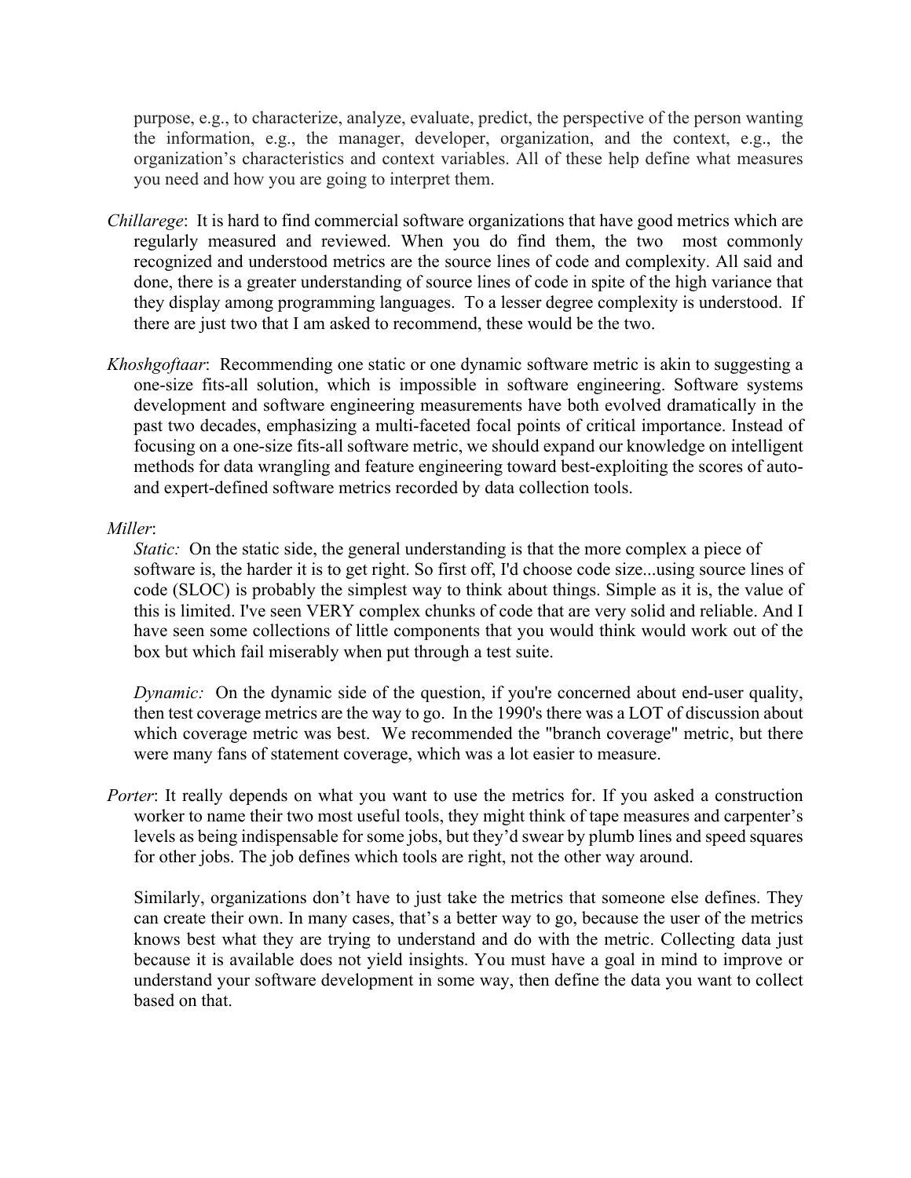purpose, e.g., to characterize, analyze, evaluate, predict, the perspective of the person wanting the information, e.g., the manager, developer, organization, and the context, e.g., the organization's characteristics and context variables. All of these help define what measures you need and how you are going to interpret them.

*Chillarege*: It is hard to find commercial software organizations that have good metrics which are regularly measured and reviewed. When you do find them, the two most commonly recognized and understood metrics are the source lines of code and complexity. All said and done, there is a greater understanding of source lines of code in spite of the high variance that they display among programming languages. To a lesser degree complexity is understood. If there are just two that I am asked to recommend, these would be the two.

*Khoshgoftaar*: Recommending one static or one dynamic software metric is akin to suggesting a one-size fits-all solution, which is impossible in software engineering. Software systems development and software engineering measurements have both evolved dramatically in the past two decades, emphasizing a multi-faceted focal points of critical importance. Instead of focusing on a one-size fits-all software metric, we should expand our knowledge on intelligent methods for data wrangling and feature engineering toward best-exploiting the scores of auto- and expert-defined software metrics recorded by data collection tools.

*Miller*:

*Static:* On the static side, the general understanding is that the more complex a piece of software is, the harder it is to get right. So first off, I'd choose code size...using source lines of code (SLOC) is probably the simplest way to think about things. Simple as it is, the value of this is limited. I've seen VERY complex chunks of code that are very solid and reliable. And I have seen some collections of little components that you would think would work out of the box but which fail miserably when put through a test suite.

*Dynamic:* On the dynamic side of the question, if you're concerned about end-user quality, then test coverage metrics are the way to go. In the 1990's there was a LOT of discussion about which coverage metric was best. We recommended the "branch coverage" metric, but there were many fans of statement coverage, which was a lot easier to measure.

*Porter*: It really depends on what you want to use the metrics for. If you asked a construction worker to name their two most useful tools, they might think of tape measures and carpenter's levels as being indispensable for some jobs, but they'd swear by plumb lines and speed squares for other jobs. The job defines which tools are right, not the other way around.

Similarly, organizations don't have to just take the metrics that someone else defines. They can create their own. In many cases, that's a better way to go, because the user of the metrics knows best what they are trying to understand and do with the metric. Collecting data just because it is available does not yield insights. You must have a goal in mind to improve or understand your software development in some way, then define the data you want to collect based on that.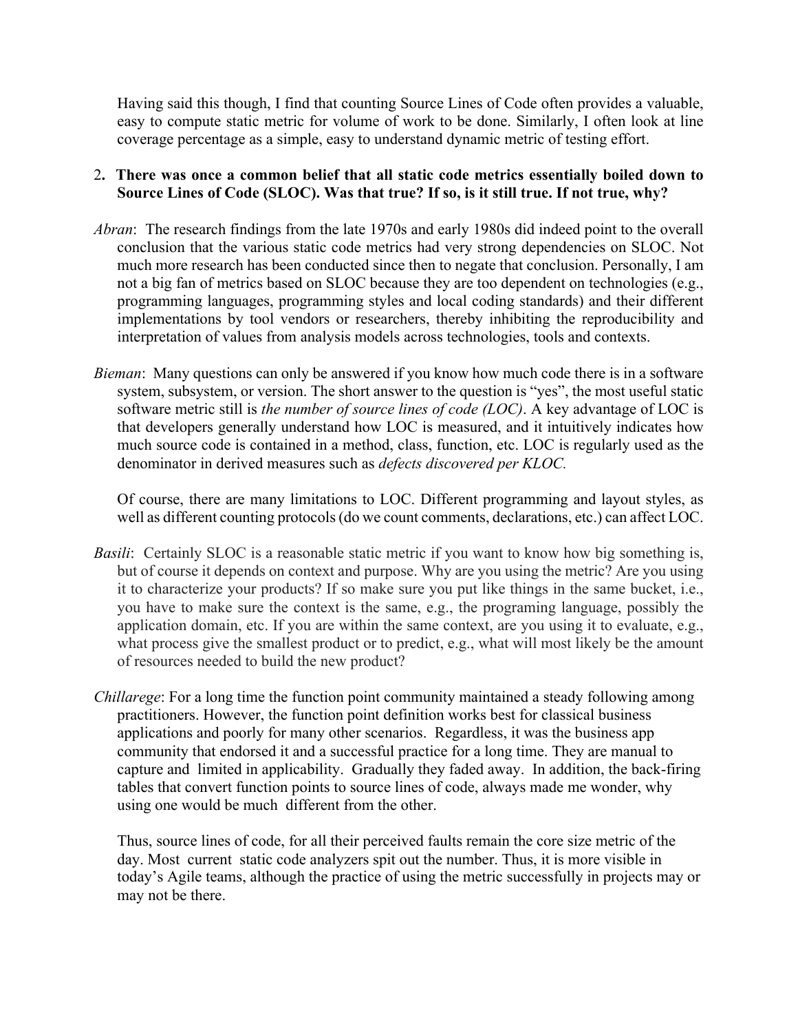Having said this though, I find that counting Source Lines of Code often provides a valuable, easy to compute static metric for volume of work to be done. Similarly, I often look at line coverage percentage as a simple, easy to understand dynamic metric of testing effort.

2**. There was once a common belief that all static code metrics essentially boiled down to Source Lines of Code (SLOC). Was that true? If so, is it still true. If not true, why?**

*Abran*: The research findings from the late 1970s and early 1980s did indeed point to the overall conclusion that the various static code metrics had very strong dependencies on SLOC. Not much more research has been conducted since then to negate that conclusion. Personally, I am not a big fan of metrics based on SLOC because they are too dependent on technologies (e.g., programming languages, programming styles and local coding standards) and their different implementations by tool vendors or researchers, thereby inhibiting the reproducibility and interpretation of values from analysis models across technologies, tools and contexts.

*Bieman*: Many questions can only be answered if you know how much code there is in a software system, subsystem, or version. The short answer to the question is "yes", the most useful static software metric still is *the number of source lines of code (LOC)*. A key advantage of LOC is that developers generally understand how LOC is measured, and it intuitively indicates how much source code is contained in a method, class, function, etc. LOC is regularly used as the denominator in derived measures such as *defects discovered per KLOC.*

Of course, there are many limitations to LOC. Different programming and layout styles, as well as different counting protocols (do we count comments, declarations, etc.) can affect LOC.

*Basili*: Certainly SLOC is a reasonable static metric if you want to know how big something is, but of course it depends on context and purpose. Why are you using the metric? Are you using it to characterize your products? If so make sure you put like things in the same bucket, i.e., you have to make sure the context is the same, e.g., the programing language, possibly the application domain, etc. If you are within the same context, are you using it to evaluate, e.g., what process give the smallest product or to predict, e.g., what will most likely be the amount of resources needed to build the new product?

*Chillarege*: For a long time the function point community maintained a steady following among practitioners. However, the function point definition works best for classical business applications and poorly for many other scenarios. Regardless, it was the business app community that endorsed it and a successful practice for a long time. They are manual to capture and limited in applicability. Gradually they faded away. In addition, the back-firing tables that convert function points to source lines of code, always made me wonder, why using one would be much different from the other.

Thus, source lines of code, for all their perceived faults remain the core size metric of the day. Most current static code analyzers spit out the number. Thus, it is more visible in today's Agile teams, although the practice of using the metric successfully in projects may or may not be there.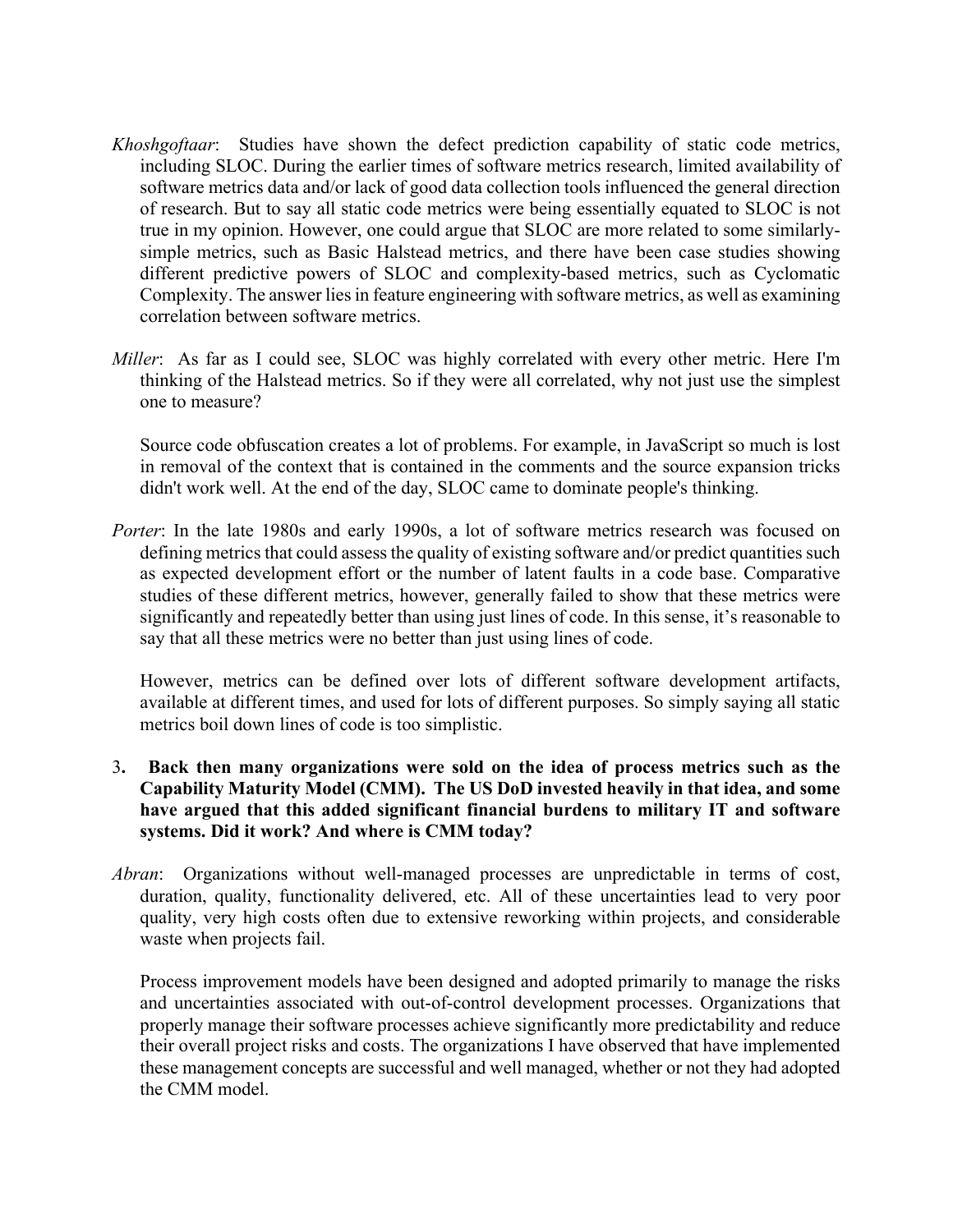*Khoshgoftaar*: Studies have shown the defect prediction capability of static code metrics, including SLOC. During the earlier times of software metrics research, limited availability of software metrics data and/or lack of good data collection tools influenced the general direction of research. But to say all static code metrics were being essentially equated to SLOC is not true in my opinion. However, one could argue that SLOC are more related to some similarly-simple metrics, such as Basic Halstead metrics, and there have been case studies showing different predictive powers of SLOC and complexity-based metrics, such as Cyclomatic Complexity. The answer lies in feature engineering with software metrics, as well as examining correlation between software metrics.

*Miller*: As far as I could see, SLOC was highly correlated with every other metric. Here I'm thinking of the Halstead metrics. So if they were all correlated, why not just use the simplest one to measure?

Source code obfuscation creates a lot of problems. For example, in JavaScript so much is lost in removal of the context that is contained in the comments and the source expansion tricks didn't work well. At the end of the day, SLOC came to dominate people's thinking.

*Porter*: In the late 1980s and early 1990s, a lot of software metrics research was focused on defining metrics that could assess the quality of existing software and/or predict quantities such as expected development effort or the number of latent faults in a code base. Comparative studies of these different metrics, however, generally failed to show that these metrics were significantly and repeatedly better than using just lines of code. In this sense, it's reasonable to say that all these metrics were no better than just using lines of code.

However, metrics can be defined over lots of different software development artifacts, available at different times, and used for lots of different purposes. So simply saying all static metrics boil down lines of code is too simplistic.

3. **Back then many organizations were sold on the idea of process metrics such as the Capability Maturity Model (CMM). The US DoD invested heavily in that idea, and some have argued that this added significant financial burdens to military IT and software systems. Did it work? And where is CMM today?**

*Abran*: Organizations without well-managed processes are unpredictable in terms of cost, duration, quality, functionality delivered, etc. All of these uncertainties lead to very poor quality, very high costs often due to extensive reworking within projects, and considerable waste when projects fail.

Process improvement models have been designed and adopted primarily to manage the risks and uncertainties associated with out-of-control development processes. Organizations that properly manage their software processes achieve significantly more predictability and reduce their overall project risks and costs. The organizations I have observed that have implemented these management concepts are successful and well managed, whether or not they had adopted the CMM model.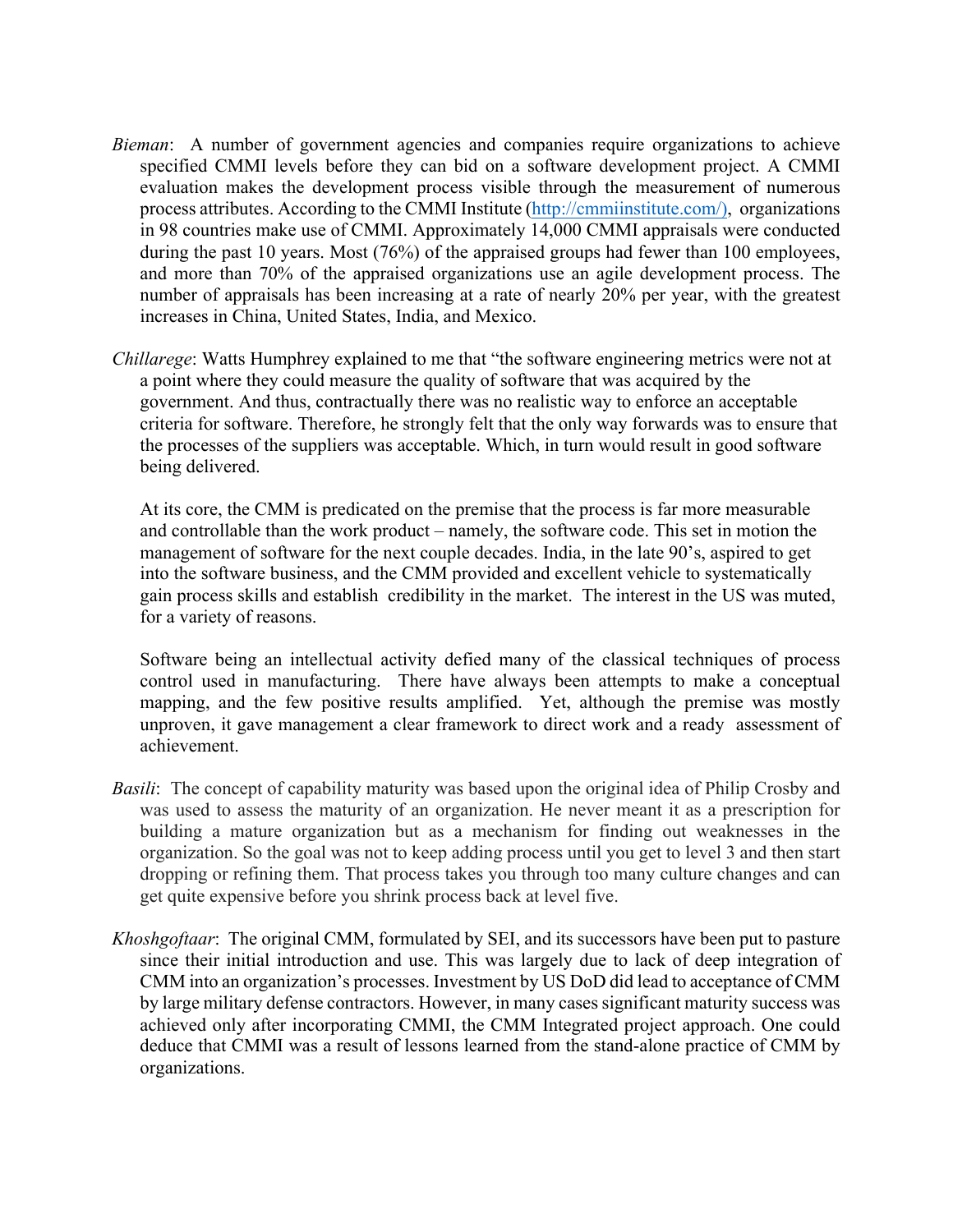*Bieman*: A number of government agencies and companies require organizations to achieve specified CMMI levels before they can bid on a software development project. A CMMI evaluation makes the development process visible through the measurement of numerous process attributes. According to the CMMI Institute (http://cmmiinstitute.com/), organizations in 98 countries make use of CMMI. Approximately 14,000 CMMI appraisals were conducted during the past 10 years. Most (76%) of the appraised groups had fewer than 100 employees, and more than 70% of the appraised organizations use an agile development process. The number of appraisals has been increasing at a rate of nearly 20% per year, with the greatest increases in China, United States, India, and Mexico.

*Chillarege*: Watts Humphrey explained to me that "the software engineering metrics were not at a point where they could measure the quality of software that was acquired by the government. And thus, contractually there was no realistic way to enforce an acceptable criteria for software. Therefore, he strongly felt that the only way forwards was to ensure that the processes of the suppliers was acceptable. Which, in turn would result in good software being delivered.

At its core, the CMM is predicated on the premise that the process is far more measurable and controllable than the work product – namely, the software code. This set in motion the management of software for the next couple decades. India, in the late 90's, aspired to get into the software business, and the CMM provided and excellent vehicle to systematically gain process skills and establish credibility in the market. The interest in the US was muted, for a variety of reasons.

Software being an intellectual activity defied many of the classical techniques of process control used in manufacturing. There have always been attempts to make a conceptual mapping, and the few positive results amplified. Yet, although the premise was mostly unproven, it gave management a clear framework to direct work and a ready assessment of achievement.

*Basili*: The concept of capability maturity was based upon the original idea of Philip Crosby and was used to assess the maturity of an organization. He never meant it as a prescription for building a mature organization but as a mechanism for finding out weaknesses in the organization. So the goal was not to keep adding process until you get to level 3 and then start dropping or refining them. That process takes you through too many culture changes and can get quite expensive before you shrink process back at level five.

*Khoshgoftaar*: The original CMM, formulated by SEI, and its successors have been put to pasture since their initial introduction and use. This was largely due to lack of deep integration of CMM into an organization's processes. Investment by US DoD did lead to acceptance of CMM by large military defense contractors. However, in many cases significant maturity success was achieved only after incorporating CMMI, the CMM Integrated project approach. One could deduce that CMMI was a result of lessons learned from the stand-alone practice of CMM by organizations.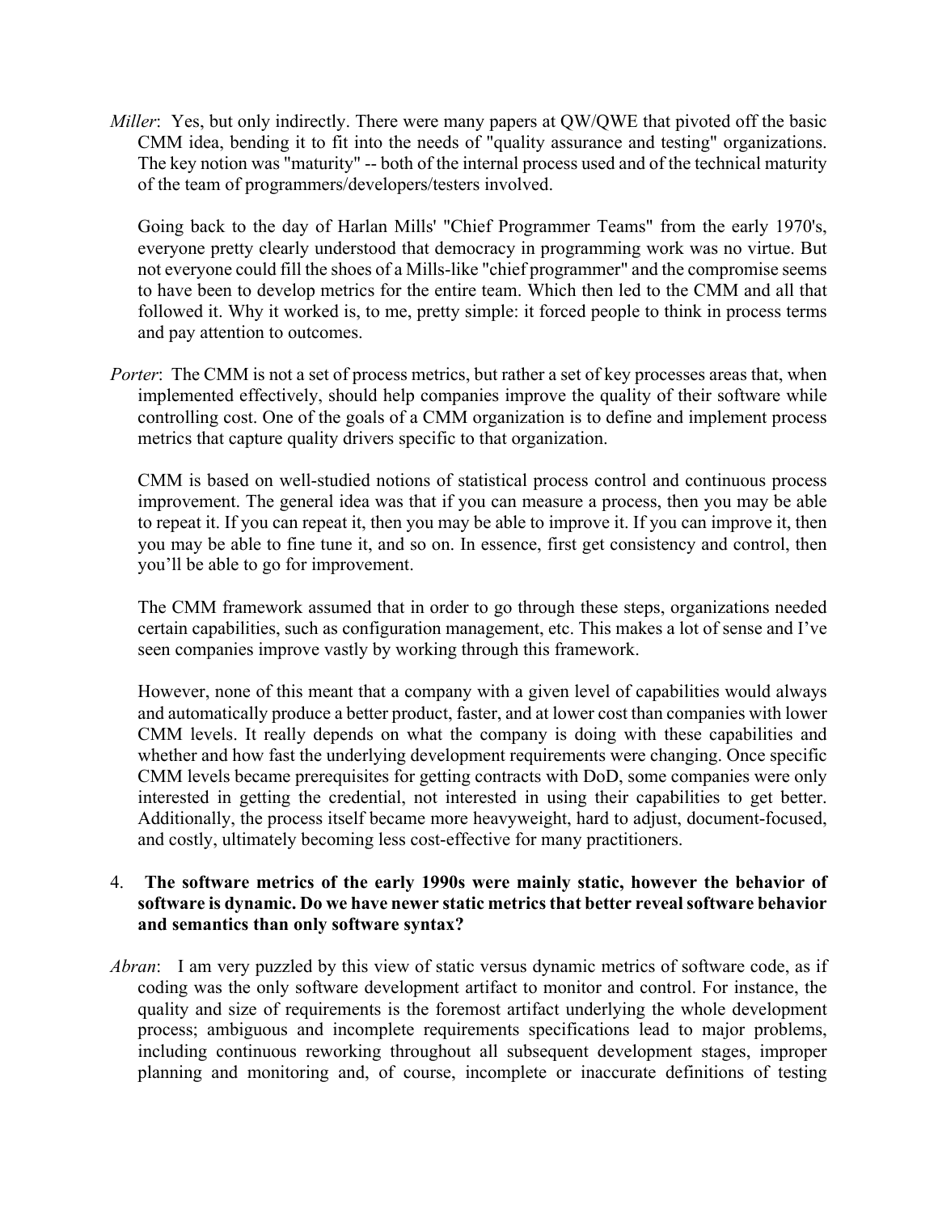*Miller*: Yes, but only indirectly. There were many papers at QW/QWE that pivoted off the basic CMM idea, bending it to fit into the needs of "quality assurance and testing" organizations. The key notion was "maturity" -- both of the internal process used and of the technical maturity of the team of programmers/developers/testers involved.

Going back to the day of Harlan Mills' "Chief Programmer Teams" from the early 1970's, everyone pretty clearly understood that democracy in programming work was no virtue. But not everyone could fill the shoes of a Mills-like "chief programmer" and the compromise seems to have been to develop metrics for the entire team. Which then led to the CMM and all that followed it. Why it worked is, to me, pretty simple: it forced people to think in process terms and pay attention to outcomes.

*Porter*: The CMM is not a set of process metrics, but rather a set of key processes areas that, when implemented effectively, should help companies improve the quality of their software while controlling cost. One of the goals of a CMM organization is to define and implement process metrics that capture quality drivers specific to that organization.

CMM is based on well-studied notions of statistical process control and continuous process improvement. The general idea was that if you can measure a process, then you may be able to repeat it. If you can repeat it, then you may be able to improve it. If you can improve it, then you may be able to fine tune it, and so on. In essence, first get consistency and control, then you'll be able to go for improvement.

The CMM framework assumed that in order to go through these steps, organizations needed certain capabilities, such as configuration management, etc. This makes a lot of sense and I've seen companies improve vastly by working through this framework.

However, none of this meant that a company with a given level of capabilities would always and automatically produce a better product, faster, and at lower cost than companies with lower CMM levels. It really depends on what the company is doing with these capabilities and whether and how fast the underlying development requirements were changing. Once specific CMM levels became prerequisites for getting contracts with DoD, some companies were only interested in getting the credential, not interested in using their capabilities to get better. Additionally, the process itself became more heavyweight, hard to adjust, document-focused, and costly, ultimately becoming less cost-effective for many practitioners.

4. **The software metrics of the early 1990s were mainly static, however the behavior of software is dynamic. Do we have newer static metrics that better reveal software behavior and semantics than only software syntax?**

*Abran*: I am very puzzled by this view of static versus dynamic metrics of software code, as if coding was the only software development artifact to monitor and control. For instance, the quality and size of requirements is the foremost artifact underlying the whole development process; ambiguous and incomplete requirements specifications lead to major problems, including continuous reworking throughout all subsequent development stages, improper planning and monitoring and, of course, incomplete or inaccurate definitions of testing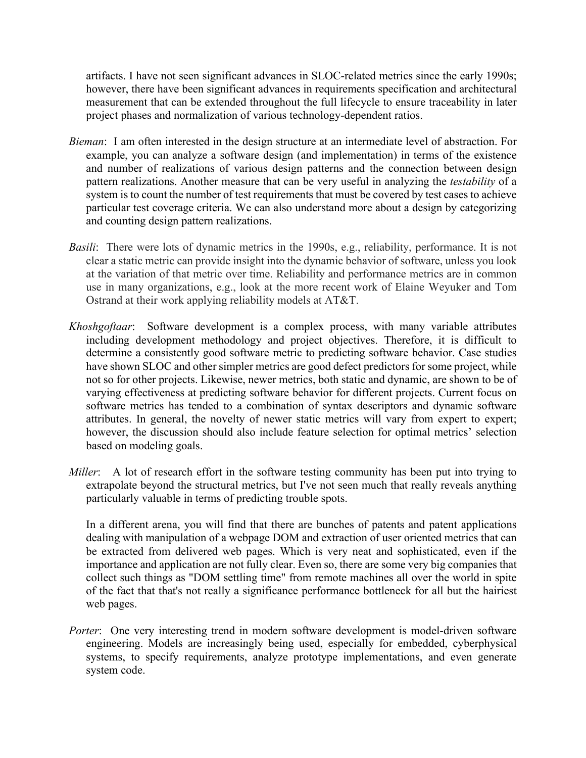artifacts. I have not seen significant advances in SLOC-related metrics since the early 1990s; however, there have been significant advances in requirements specification and architectural measurement that can be extended throughout the full lifecycle to ensure traceability in later project phases and normalization of various technology-dependent ratios.

*Bieman*: I am often interested in the design structure at an intermediate level of abstraction. For example, you can analyze a software design (and implementation) in terms of the existence and number of realizations of various design patterns and the connection between design pattern realizations. Another measure that can be very useful in analyzing the *testability* of a system is to count the number of test requirements that must be covered by test cases to achieve particular test coverage criteria. We can also understand more about a design by categorizing and counting design pattern realizations.

*Basili*: There were lots of dynamic metrics in the 1990s, e.g., reliability, performance. It is not clear a static metric can provide insight into the dynamic behavior of software, unless you look at the variation of that metric over time. Reliability and performance metrics are in common use in many organizations, e.g., look at the more recent work of Elaine Weyuker and Tom Ostrand at their work applying reliability models at AT&T.

*Khoshgoftaar*: Software development is a complex process, with many variable attributes including development methodology and project objectives. Therefore, it is difficult to determine a consistently good software metric to predicting software behavior. Case studies have shown SLOC and other simpler metrics are good defect predictors for some project, while not so for other projects. Likewise, newer metrics, both static and dynamic, are shown to be of varying effectiveness at predicting software behavior for different projects. Current focus on software metrics has tended to a combination of syntax descriptors and dynamic software attributes. In general, the novelty of newer static metrics will vary from expert to expert; however, the discussion should also include feature selection for optimal metrics' selection based on modeling goals.

*Miller*: A lot of research effort in the software testing community has been put into trying to extrapolate beyond the structural metrics, but I've not seen much that really reveals anything particularly valuable in terms of predicting trouble spots.

In a different arena, you will find that there are bunches of patents and patent applications dealing with manipulation of a webpage DOM and extraction of user oriented metrics that can be extracted from delivered web pages. Which is very neat and sophisticated, even if the importance and application are not fully clear. Even so, there are some very big companies that collect such things as "DOM settling time" from remote machines all over the world in spite of the fact that that's not really a significance performance bottleneck for all but the hairiest web pages.

*Porter*: One very interesting trend in modern software development is model-driven software engineering. Models are increasingly being used, especially for embedded, cyberphysical systems, to specify requirements, analyze prototype implementations, and even generate system code.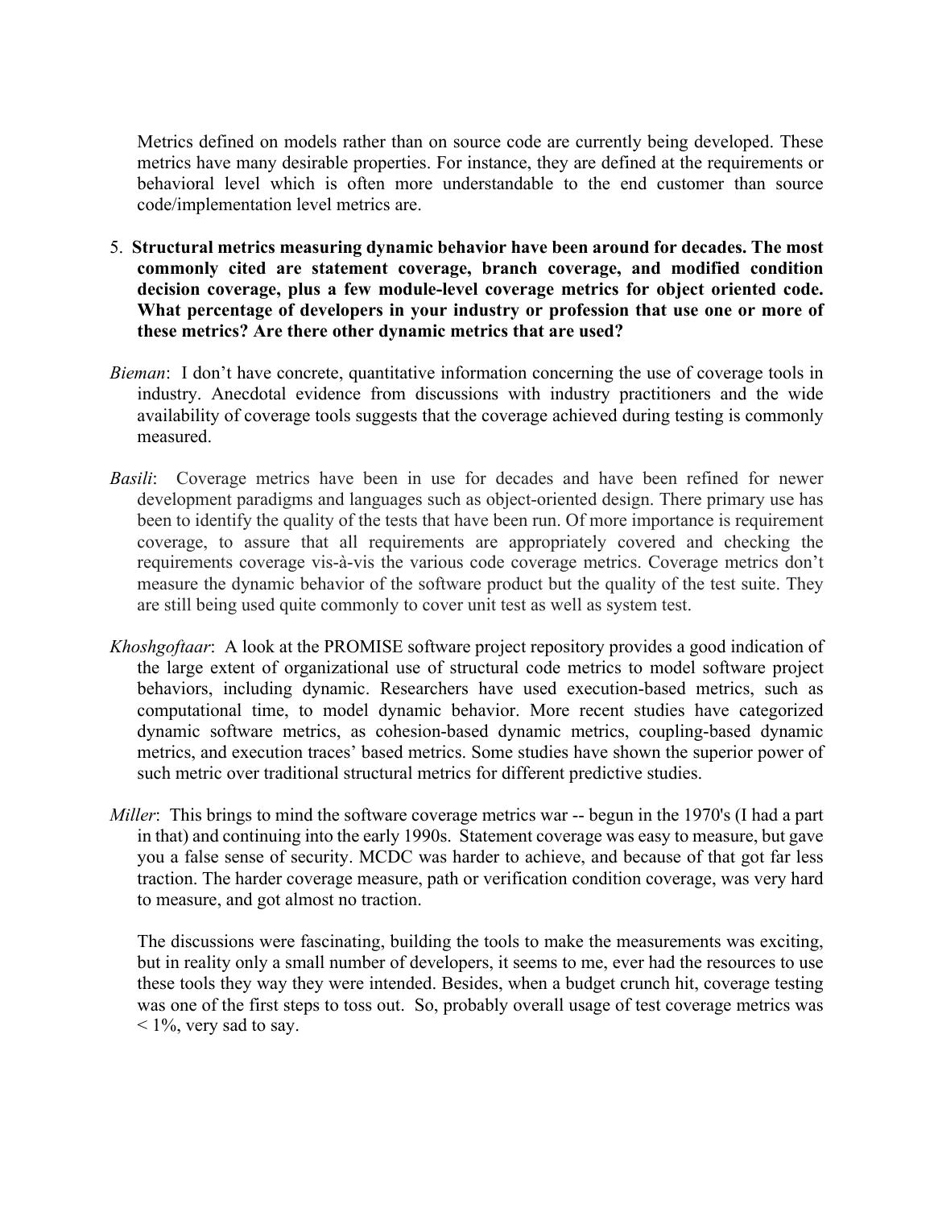Metrics defined on models rather than on source code are currently being developed. These metrics have many desirable properties. For instance, they are defined at the requirements or behavioral level which is often more understandable to the end customer than source code/implementation level metrics are.

5. **Structural metrics measuring dynamic behavior have been around for decades. The most commonly cited are statement coverage, branch coverage, and modified condition decision coverage, plus a few module-level coverage metrics for object oriented code. What percentage of developers in your industry or profession that use one or more of these metrics? Are there other dynamic metrics that are used?**

*Bieman*: I don't have concrete, quantitative information concerning the use of coverage tools in industry. Anecdotal evidence from discussions with industry practitioners and the wide availability of coverage tools suggests that the coverage achieved during testing is commonly measured.

*Basili*: Coverage metrics have been in use for decades and have been refined for newer development paradigms and languages such as object-oriented design. There primary use has been to identify the quality of the tests that have been run. Of more importance is requirement coverage, to assure that all requirements are appropriately covered and checking the requirements coverage vis-à-vis the various code coverage metrics. Coverage metrics don't measure the dynamic behavior of the software product but the quality of the test suite. They are still being used quite commonly to cover unit test as well as system test.

*Khoshgoftaar*: A look at the PROMISE software project repository provides a good indication of the large extent of organizational use of structural code metrics to model software project behaviors, including dynamic. Researchers have used execution-based metrics, such as computational time, to model dynamic behavior. More recent studies have categorized dynamic software metrics, as cohesion-based dynamic metrics, coupling-based dynamic metrics, and execution traces' based metrics. Some studies have shown the superior power of such metric over traditional structural metrics for different predictive studies.

*Miller*: This brings to mind the software coverage metrics war -- begun in the 1970's (I had a part in that) and continuing into the early 1990s. Statement coverage was easy to measure, but gave you a false sense of security. MCDC was harder to achieve, and because of that got far less traction. The harder coverage measure, path or verification condition coverage, was very hard to measure, and got almost no traction.

The discussions were fascinating, building the tools to make the measurements was exciting, but in reality only a small number of developers, it seems to me, ever had the resources to use these tools they way they were intended. Besides, when a budget crunch hit, coverage testing was one of the first steps to toss out. So, probably overall usage of test coverage metrics was < 1%, very sad to say.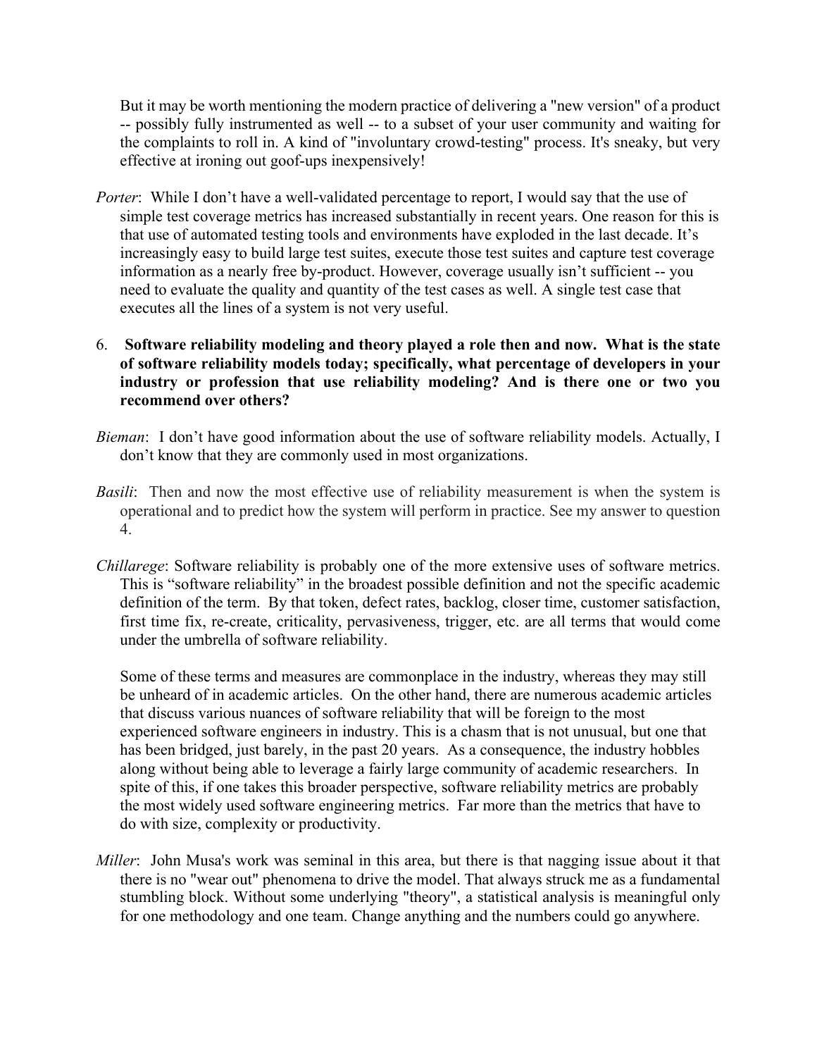But it may be worth mentioning the modern practice of delivering a "new version" of a product -- possibly fully instrumented as well -- to a subset of your user community and waiting for the complaints to roll in. A kind of "involuntary crowd-testing" process. It's sneaky, but very effective at ironing out goof-ups inexpensively!

*Porter*: While I don't have a well-validated percentage to report, I would say that the use of simple test coverage metrics has increased substantially in recent years. One reason for this is that use of automated testing tools and environments have exploded in the last decade. It's increasingly easy to build large test suites, execute those test suites and capture test coverage information as a nearly free by-product. However, coverage usually isn't sufficient -- you need to evaluate the quality and quantity of the test cases as well. A single test case that executes all the lines of a system is not very useful.

6. **Software reliability modeling and theory played a role then and now. What is the state of software reliability models today; specifically, what percentage of developers in your industry or profession that use reliability modeling? And is there one or two you recommend over others?**

*Bieman*: I don't have good information about the use of software reliability models. Actually, I don't know that they are commonly used in most organizations.

*Basili*: Then and now the most effective use of reliability measurement is when the system is operational and to predict how the system will perform in practice. See my answer to question 4.

*Chillarege*: Software reliability is probably one of the more extensive uses of software metrics. This is "software reliability" in the broadest possible definition and not the specific academic definition of the term. By that token, defect rates, backlog, closer time, customer satisfaction, first time fix, re-create, criticality, pervasiveness, trigger, etc. are all terms that would come under the umbrella of software reliability.

Some of these terms and measures are commonplace in the industry, whereas they may still be unheard of in academic articles. On the other hand, there are numerous academic articles that discuss various nuances of software reliability that will be foreign to the most experienced software engineers in industry. This is a chasm that is not unusual, but one that has been bridged, just barely, in the past 20 years. As a consequence, the industry hobbles along without being able to leverage a fairly large community of academic researchers. In spite of this, if one takes this broader perspective, software reliability metrics are probably the most widely used software engineering metrics. Far more than the metrics that have to do with size, complexity or productivity.

*Miller*: John Musa's work was seminal in this area, but there is that nagging issue about it that there is no "wear out" phenomena to drive the model. That always struck me as a fundamental stumbling block. Without some underlying "theory", a statistical analysis is meaningful only for one methodology and one team. Change anything and the numbers could go anywhere.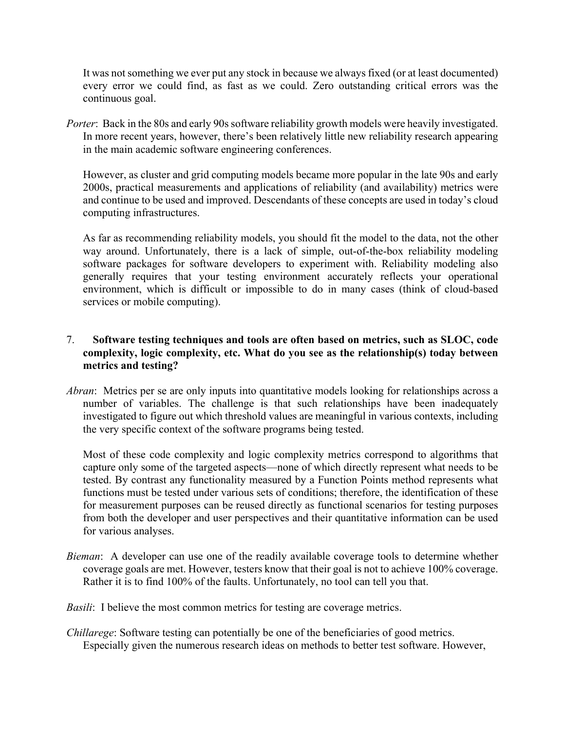It was not something we ever put any stock in because we always fixed (or at least documented) every error we could find, as fast as we could. Zero outstanding critical errors was the continuous goal.

*Porter*: Back in the 80s and early 90s software reliability growth models were heavily investigated. In more recent years, however, there's been relatively little new reliability research appearing in the main academic software engineering conferences.

However, as cluster and grid computing models became more popular in the late 90s and early 2000s, practical measurements and applications of reliability (and availability) metrics were and continue to be used and improved. Descendants of these concepts are used in today's cloud computing infrastructures.

As far as recommending reliability models, you should fit the model to the data, not the other way around. Unfortunately, there is a lack of simple, out-of-the-box reliability modeling software packages for software developers to experiment with. Reliability modeling also generally requires that your testing environment accurately reflects your operational environment, which is difficult or impossible to do in many cases (think of cloud-based services or mobile computing).

7. **Software testing techniques and tools are often based on metrics, such as SLOC, code complexity, logic complexity, etc. What do you see as the relationship(s) today between metrics and testing?**

*Abran*: Metrics per se are only inputs into quantitative models looking for relationships across a number of variables. The challenge is that such relationships have been inadequately investigated to figure out which threshold values are meaningful in various contexts, including the very specific context of the software programs being tested.

Most of these code complexity and logic complexity metrics correspond to algorithms that capture only some of the targeted aspects—none of which directly represent what needs to be tested. By contrast any functionality measured by a Function Points method represents what functions must be tested under various sets of conditions; therefore, the identification of these for measurement purposes can be reused directly as functional scenarios for testing purposes from both the developer and user perspectives and their quantitative information can be used for various analyses.

*Bieman*: A developer can use one of the readily available coverage tools to determine whether coverage goals are met. However, testers know that their goal is not to achieve 100% coverage. Rather it is to find 100% of the faults. Unfortunately, no tool can tell you that.

*Basili*: I believe the most common metrics for testing are coverage metrics.

*Chillarege*: Software testing can potentially be one of the beneficiaries of good metrics. Especially given the numerous research ideas on methods to better test software. However,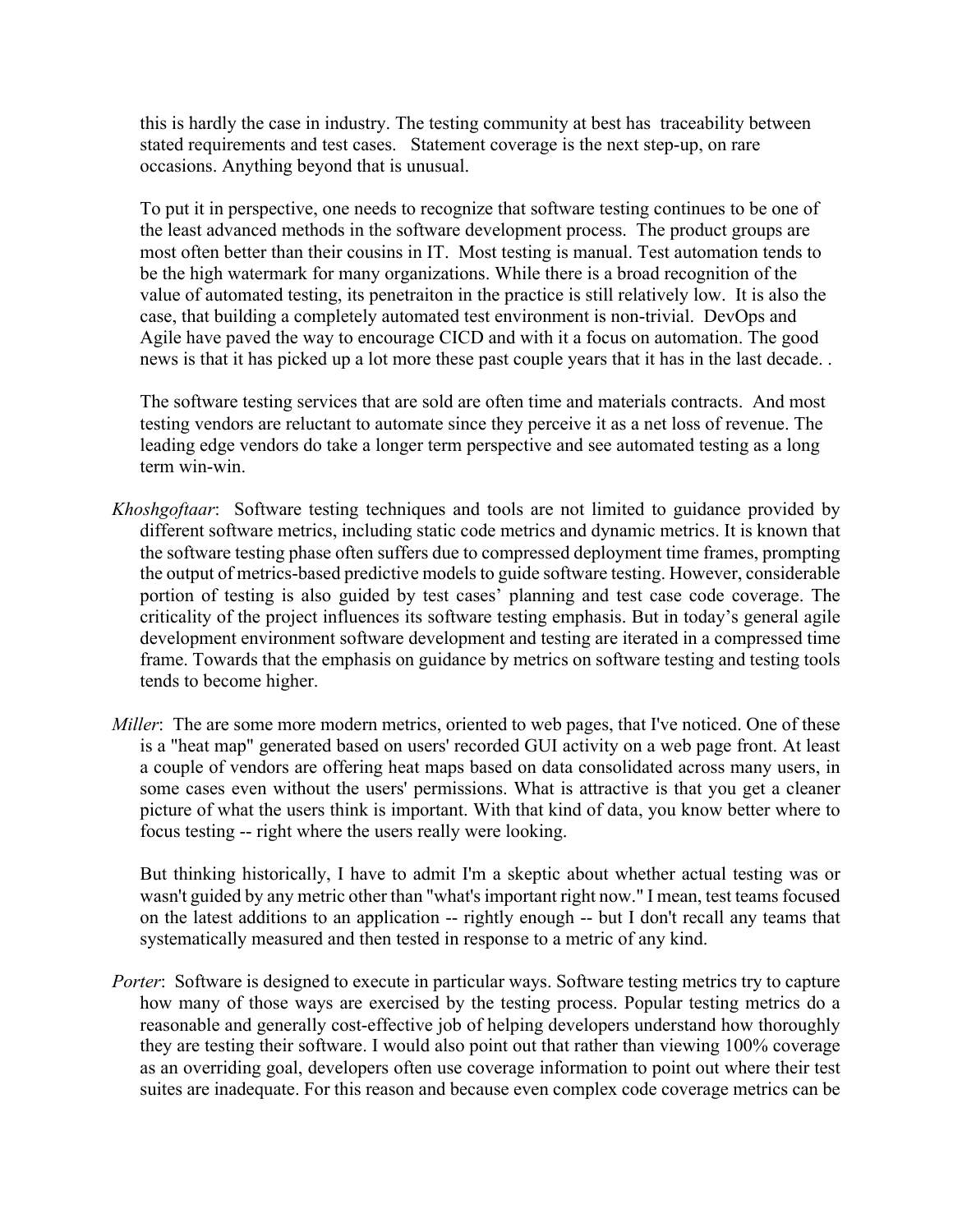this is hardly the case in industry. The testing community at best has traceability between stated requirements and test cases. Statement coverage is the next step-up, on rare occasions. Anything beyond that is unusual.

To put it in perspective, one needs to recognize that software testing continues to be one of the least advanced methods in the software development process. The product groups are most often better than their cousins in IT. Most testing is manual. Test automation tends to be the high watermark for many organizations. While there is a broad recognition of the value of automated testing, its penetraiton in the practice is still relatively low. It is also the case, that building a completely automated test environment is non-trivial. DevOps and Agile have paved the way to encourage CICD and with it a focus on automation. The good news is that it has picked up a lot more these past couple years that it has in the last decade. .

The software testing services that are sold are often time and materials contracts. And most testing vendors are reluctant to automate since they perceive it as a net loss of revenue. The leading edge vendors do take a longer term perspective and see automated testing as a long term win-win.

*Khoshgoftaar*: Software testing techniques and tools are not limited to guidance provided by different software metrics, including static code metrics and dynamic metrics. It is known that the software testing phase often suffers due to compressed deployment time frames, prompting the output of metrics-based predictive models to guide software testing. However, considerable portion of testing is also guided by test cases' planning and test case code coverage. The criticality of the project influences its software testing emphasis. But in today's general agile development environment software development and testing are iterated in a compressed time frame. Towards that the emphasis on guidance by metrics on software testing and testing tools tends to become higher.

*Miller*: The are some more modern metrics, oriented to web pages, that I've noticed. One of these is a "heat map" generated based on users' recorded GUI activity on a web page front. At least a couple of vendors are offering heat maps based on data consolidated across many users, in some cases even without the users' permissions. What is attractive is that you get a cleaner picture of what the users think is important. With that kind of data, you know better where to focus testing -- right where the users really were looking.

But thinking historically, I have to admit I'm a skeptic about whether actual testing was or wasn't guided by any metric other than "what's important right now." I mean, test teams focused on the latest additions to an application -- rightly enough -- but I don't recall any teams that systematically measured and then tested in response to a metric of any kind.

*Porter*: Software is designed to execute in particular ways. Software testing metrics try to capture how many of those ways are exercised by the testing process. Popular testing metrics do a reasonable and generally cost-effective job of helping developers understand how thoroughly they are testing their software. I would also point out that rather than viewing 100% coverage as an overriding goal, developers often use coverage information to point out where their test suites are inadequate. For this reason and because even complex code coverage metrics can be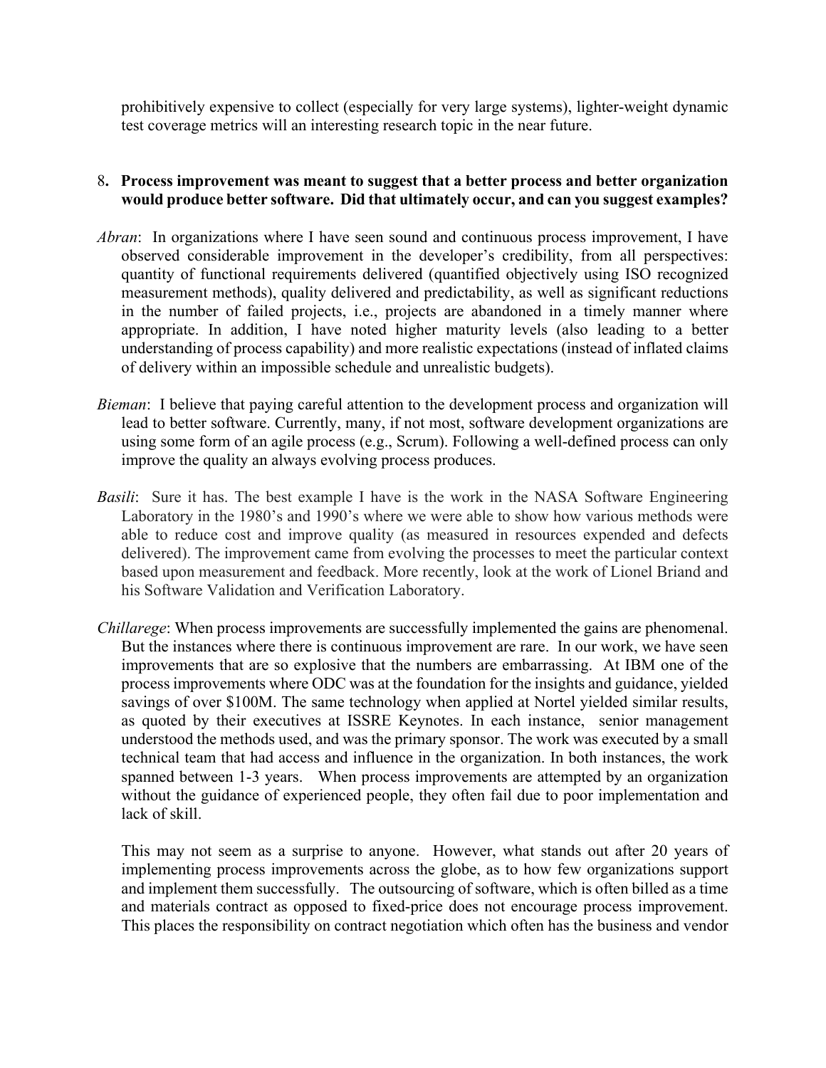prohibitively expensive to collect (especially for very large systems), lighter-weight dynamic test coverage metrics will an interesting research topic in the near future.

8. **Process improvement was meant to suggest that a better process and better organization would produce better software. Did that ultimately occur, and can you suggest examples?**

*Abran*: In organizations where I have seen sound and continuous process improvement, I have observed considerable improvement in the developer's credibility, from all perspectives: quantity of functional requirements delivered (quantified objectively using ISO recognized measurement methods), quality delivered and predictability, as well as significant reductions in the number of failed projects, i.e., projects are abandoned in a timely manner where appropriate. In addition, I have noted higher maturity levels (also leading to a better understanding of process capability) and more realistic expectations (instead of inflated claims of delivery within an impossible schedule and unrealistic budgets).

*Bieman*: I believe that paying careful attention to the development process and organization will lead to better software. Currently, many, if not most, software development organizations are using some form of an agile process (e.g., Scrum). Following a well-defined process can only improve the quality an always evolving process produces.

*Basili*: Sure it has. The best example I have is the work in the NASA Software Engineering Laboratory in the 1980's and 1990's where we were able to show how various methods were able to reduce cost and improve quality (as measured in resources expended and defects delivered). The improvement came from evolving the processes to meet the particular context based upon measurement and feedback. More recently, look at the work of Lionel Briand and his Software Validation and Verification Laboratory.

*Chillarege*: When process improvements are successfully implemented the gains are phenomenal. But the instances where there is continuous improvement are rare. In our work, we have seen improvements that are so explosive that the numbers are embarrassing. At IBM one of the process improvements where ODC was at the foundation for the insights and guidance, yielded savings of over $100M. The same technology when applied at Nortel yielded similar results, as quoted by their executives at ISSRE Keynotes. In each instance, senior management understood the methods used, and was the primary sponsor. The work was executed by a small technical team that had access and influence in the organization. In both instances, the work spanned between 1-3 years. When process improvements are attempted by an organization without the guidance of experienced people, they often fail due to poor implementation and lack of skill.

This may not seem as a surprise to anyone. However, what stands out after 20 years of implementing process improvements across the globe, as to how few organizations support and implement them successfully. The outsourcing of software, which is often billed as a time and materials contract as opposed to fixed-price does not encourage process improvement. This places the responsibility on contract negotiation which often has the business and vendor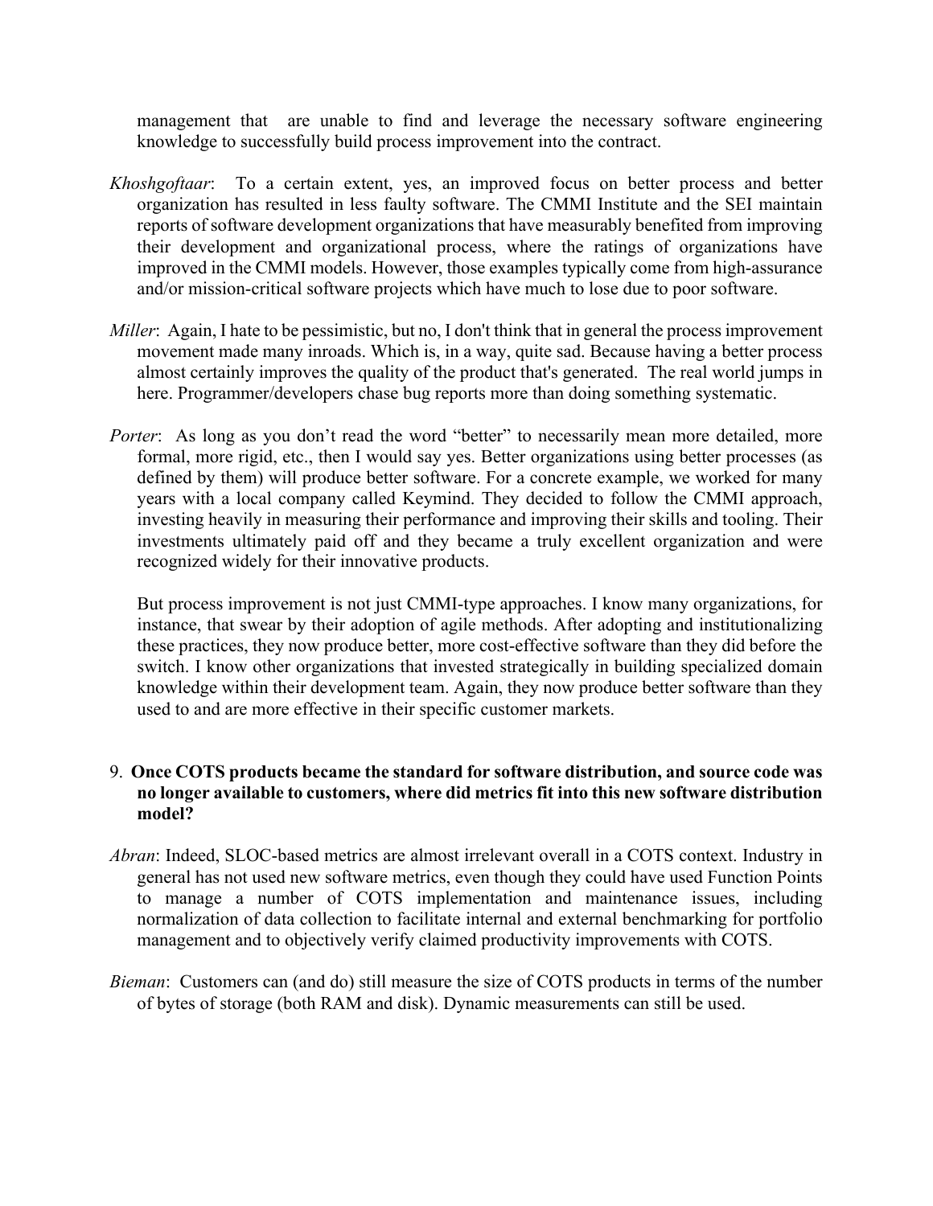management that are unable to find and leverage the necessary software engineering knowledge to successfully build process improvement into the contract.

*Khoshgoftaar*: To a certain extent, yes, an improved focus on better process and better organization has resulted in less faulty software. The CMMI Institute and the SEI maintain reports of software development organizations that have measurably benefited from improving their development and organizational process, where the ratings of organizations have improved in the CMMI models. However, those examples typically come from high-assurance and/or mission-critical software projects which have much to lose due to poor software.

*Miller*: Again, I hate to be pessimistic, but no, I don't think that in general the process improvement movement made many inroads. Which is, in a way, quite sad. Because having a better process almost certainly improves the quality of the product that's generated. The real world jumps in here. Programmer/developers chase bug reports more than doing something systematic.

*Porter*: As long as you don't read the word "better" to necessarily mean more detailed, more formal, more rigid, etc., then I would say yes. Better organizations using better processes (as defined by them) will produce better software. For a concrete example, we worked for many years with a local company called Keymind. They decided to follow the CMMI approach, investing heavily in measuring their performance and improving their skills and tooling. Their investments ultimately paid off and they became a truly excellent organization and were recognized widely for their innovative products.

But process improvement is not just CMMI-type approaches. I know many organizations, for instance, that swear by their adoption of agile methods. After adopting and institutionalizing these practices, they now produce better, more cost-effective software than they did before the switch. I know other organizations that invested strategically in building specialized domain knowledge within their development team. Again, they now produce better software than they used to and are more effective in their specific customer markets.

9. **Once COTS products became the standard for software distribution, and source code was no longer available to customers, where did metrics fit into this new software distribution model?**

*Abran*: Indeed, SLOC-based metrics are almost irrelevant overall in a COTS context. Industry in general has not used new software metrics, even though they could have used Function Points to manage a number of COTS implementation and maintenance issues, including normalization of data collection to facilitate internal and external benchmarking for portfolio management and to objectively verify claimed productivity improvements with COTS.

*Bieman*: Customers can (and do) still measure the size of COTS products in terms of the number of bytes of storage (both RAM and disk). Dynamic measurements can still be used.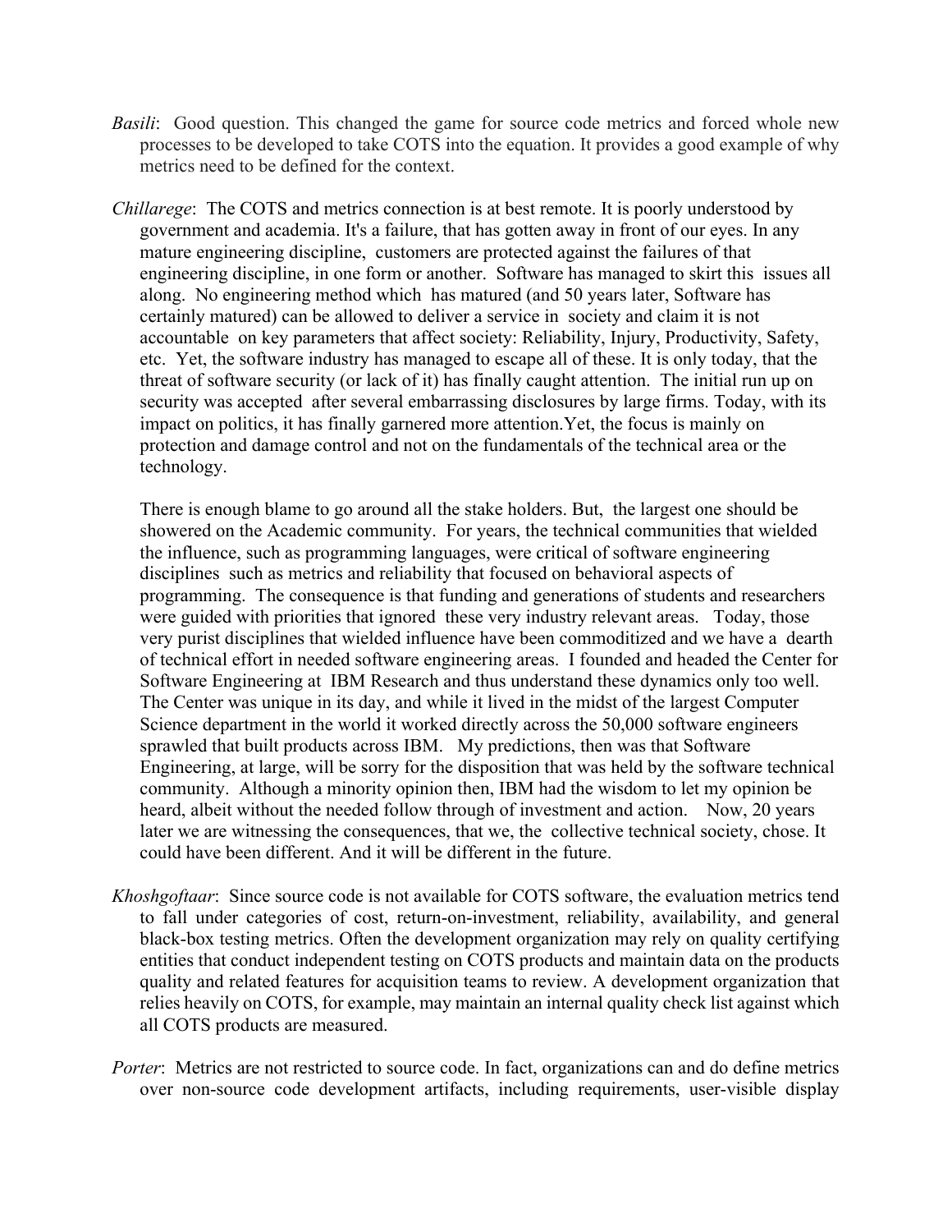*Basili*: Good question. This changed the game for source code metrics and forced whole new processes to be developed to take COTS into the equation. It provides a good example of why metrics need to be defined for the context.

*Chillarege*: The COTS and metrics connection is at best remote. It is poorly understood by government and academia. It's a failure, that has gotten away in front of our eyes. In any mature engineering discipline, customers are protected against the failures of that engineering discipline, in one form or another. Software has managed to skirt this issues all along. No engineering method which has matured (and 50 years later, Software has certainly matured) can be allowed to deliver a service in society and claim it is not accountable on key parameters that affect society: Reliability, Injury, Productivity, Safety, etc. Yet, the software industry has managed to escape all of these. It is only today, that the threat of software security (or lack of it) has finally caught attention. The initial run up on security was accepted after several embarrassing disclosures by large firms. Today, with its impact on politics, it has finally garnered more attention.Yet, the focus is mainly on protection and damage control and not on the fundamentals of the technical area or the technology.

There is enough blame to go around all the stake holders. But, the largest one should be showered on the Academic community. For years, the technical communities that wielded the influence, such as programming languages, were critical of software engineering disciplines such as metrics and reliability that focused on behavioral aspects of programming. The consequence is that funding and generations of students and researchers were guided with priorities that ignored these very industry relevant areas. Today, those very purist disciplines that wielded influence have been commoditized and we have a dearth of technical effort in needed software engineering areas. I founded and headed the Center for Software Engineering at IBM Research and thus understand these dynamics only too well. The Center was unique in its day, and while it lived in the midst of the largest Computer Science department in the world it worked directly across the 50,000 software engineers sprawled that built products across IBM. My predictions, then was that Software Engineering, at large, will be sorry for the disposition that was held by the software technical community. Although a minority opinion then, IBM had the wisdom to let my opinion be heard, albeit without the needed follow through of investment and action. Now, 20 years later we are witnessing the consequences, that we, the collective technical society, chose. It could have been different. And it will be different in the future.

*Khoshgoftaar*: Since source code is not available for COTS software, the evaluation metrics tend to fall under categories of cost, return-on-investment, reliability, availability, and general black-box testing metrics. Often the development organization may rely on quality certifying entities that conduct independent testing on COTS products and maintain data on the products quality and related features for acquisition teams to review. A development organization that relies heavily on COTS, for example, may maintain an internal quality check list against which all COTS products are measured.

*Porter*: Metrics are not restricted to source code. In fact, organizations can and do define metrics over non-source code development artifacts, including requirements, user-visible display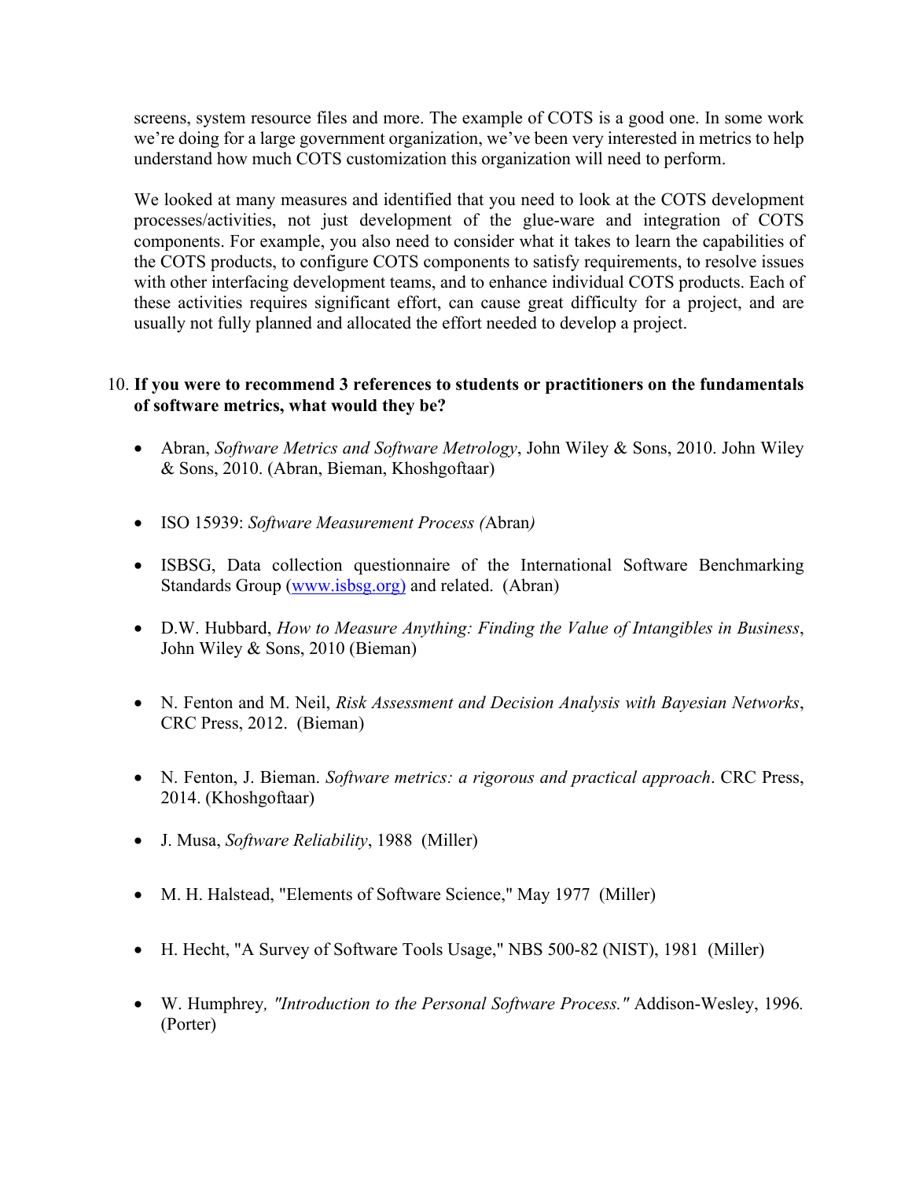screens, system resource files and more. The example of COTS is a good one. In some work we're doing for a large government organization, we've been very interested in metrics to help understand how much COTS customization this organization will need to perform.

We looked at many measures and identified that you need to look at the COTS development processes/activities, not just development of the glue-ware and integration of COTS components. For example, you also need to consider what it takes to learn the capabilities of the COTS products, to configure COTS components to satisfy requirements, to resolve issues with other interfacing development teams, and to enhance individual COTS products. Each of these activities requires significant effort, can cause great difficulty for a project, and are usually not fully planned and allocated the effort needed to develop a project.

10. **If you were to recommend 3 references to students or practitioners on the fundamentals of software metrics, what would they be?**

- Abran, *Software Metrics and Software Metrology*, John Wiley & Sons, 2010. John Wiley & Sons, 2010. (Abran, Bieman, Khoshgoftaar)
- ISO 15939: *Software Measurement Process (*Abran*)*
- ISBSG, Data collection questionnaire of the International Software Benchmarking Standards Group (www.isbsg.org) and related. (Abran)
- D.W. Hubbard, *How to Measure Anything: Finding the Value of Intangibles in Business*, John Wiley & Sons, 2010 (Bieman)
- N. Fenton and M. Neil, *Risk Assessment and Decision Analysis with Bayesian Networks*, CRC Press, 2012. (Bieman)
- N. Fenton, J. Bieman. *Software metrics: a rigorous and practical approach*. CRC Press, 2014. (Khoshgoftaar)
- J. Musa, *Software Reliability*, 1988 (Miller)
- M. H. Halstead, "Elements of Software Science," May 1977 (Miller)
- H. Hecht, "A Survey of Software Tools Usage," NBS 500-82 (NIST), 1981 (Miller)
- W. Humphrey*, "Introduction to the Personal Software Process."* Addison-Wesley, 1996*.* (Porter)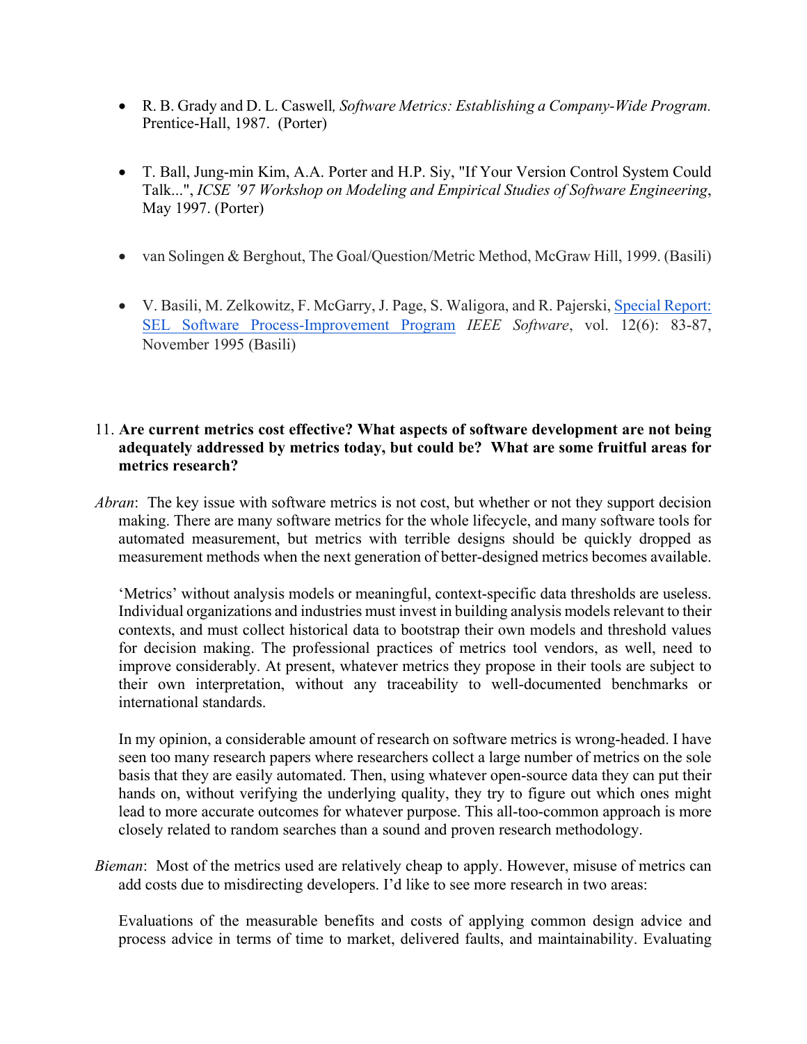- R. B. Grady and D. L. Caswell*, Software Metrics: Establishing a Company-Wide Program.* Prentice-Hall, 1987. (Porter)

- T. Ball, Jung-min Kim, A.A. Porter and H.P. Siy, "If Your Version Control System Could Talk...", *ICSE '97 Workshop on Modeling and Empirical Studies of Software Engineering*, May 1997. (Porter)

- van Solingen & Berghout, The Goal/Question/Metric Method, McGraw Hill, 1999. (Basili)

- V. Basili, M. Zelkowitz, F. McGarry, J. Page, S. Waligora, and R. Pajerski, Special Report: SEL Software Process-Improvement Program *IEEE Software*, vol. 12(6): 83-87, November 1995 (Basili)

11. **Are current metrics cost effective? What aspects of software development are not being adequately addressed by metrics today, but could be? What are some fruitful areas for metrics research?**

*Abran*: The key issue with software metrics is not cost, but whether or not they support decision making. There are many software metrics for the whole lifecycle, and many software tools for automated measurement, but metrics with terrible designs should be quickly dropped as measurement methods when the next generation of better-designed metrics becomes available.

'Metrics' without analysis models or meaningful, context-specific data thresholds are useless. Individual organizations and industries must invest in building analysis models relevant to their contexts, and must collect historical data to bootstrap their own models and threshold values for decision making. The professional practices of metrics tool vendors, as well, need to improve considerably. At present, whatever metrics they propose in their tools are subject to their own interpretation, without any traceability to well-documented benchmarks or international standards.

In my opinion, a considerable amount of research on software metrics is wrong-headed. I have seen too many research papers where researchers collect a large number of metrics on the sole basis that they are easily automated. Then, using whatever open-source data they can put their hands on, without verifying the underlying quality, they try to figure out which ones might lead to more accurate outcomes for whatever purpose. This all-too-common approach is more closely related to random searches than a sound and proven research methodology.

*Bieman*: Most of the metrics used are relatively cheap to apply. However, misuse of metrics can add costs due to misdirecting developers. I'd like to see more research in two areas:

Evaluations of the measurable benefits and costs of applying common design advice and process advice in terms of time to market, delivered faults, and maintainability. Evaluating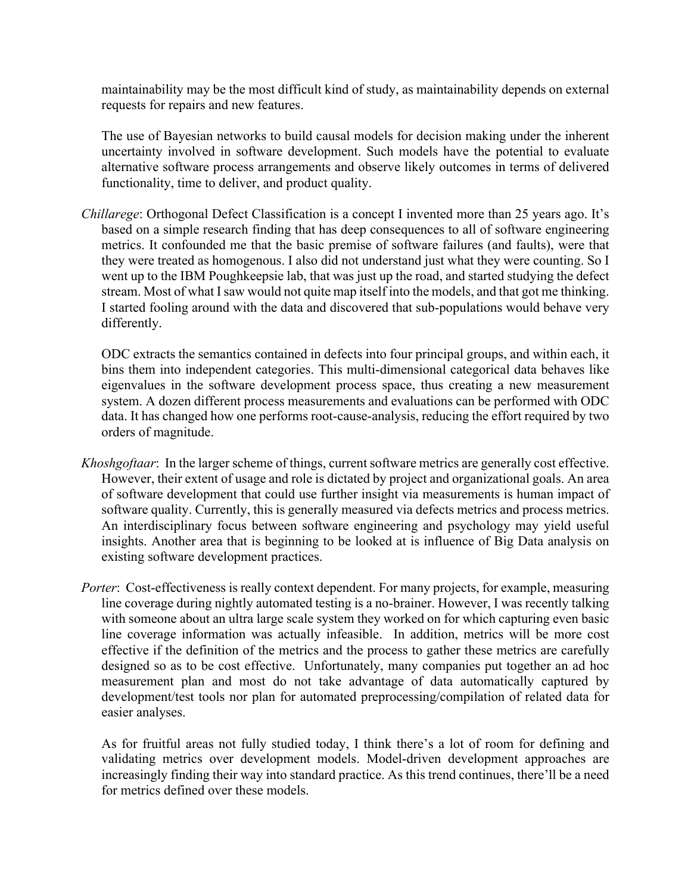maintainability may be the most difficult kind of study, as maintainability depends on external requests for repairs and new features.

The use of Bayesian networks to build causal models for decision making under the inherent uncertainty involved in software development. Such models have the potential to evaluate alternative software process arrangements and observe likely outcomes in terms of delivered functionality, time to deliver, and product quality.

*Chillarege*: Orthogonal Defect Classification is a concept I invented more than 25 years ago. It's based on a simple research finding that has deep consequences to all of software engineering metrics. It confounded me that the basic premise of software failures (and faults), were that they were treated as homogenous. I also did not understand just what they were counting. So I went up to the IBM Poughkeepsie lab, that was just up the road, and started studying the defect stream. Most of what I saw would not quite map itself into the models, and that got me thinking. I started fooling around with the data and discovered that sub-populations would behave very differently.

ODC extracts the semantics contained in defects into four principal groups, and within each, it bins them into independent categories. This multi-dimensional categorical data behaves like eigenvalues in the software development process space, thus creating a new measurement system. A dozen different process measurements and evaluations can be performed with ODC data. It has changed how one performs root-cause-analysis, reducing the effort required by two orders of magnitude.

*Khoshgoftaar*: In the larger scheme of things, current software metrics are generally cost effective. However, their extent of usage and role is dictated by project and organizational goals. An area of software development that could use further insight via measurements is human impact of software quality. Currently, this is generally measured via defects metrics and process metrics. An interdisciplinary focus between software engineering and psychology may yield useful insights. Another area that is beginning to be looked at is influence of Big Data analysis on existing software development practices.

*Porter*: Cost-effectiveness is really context dependent. For many projects, for example, measuring line coverage during nightly automated testing is a no-brainer. However, I was recently talking with someone about an ultra large scale system they worked on for which capturing even basic line coverage information was actually infeasible. In addition, metrics will be more cost effective if the definition of the metrics and the process to gather these metrics are carefully designed so as to be cost effective. Unfortunately, many companies put together an ad hoc measurement plan and most do not take advantage of data automatically captured by development/test tools nor plan for automated preprocessing/compilation of related data for easier analyses.

As for fruitful areas not fully studied today, I think there's a lot of room for defining and validating metrics over development models. Model-driven development approaches are increasingly finding their way into standard practice. As this trend continues, there'll be a need for metrics defined over these models.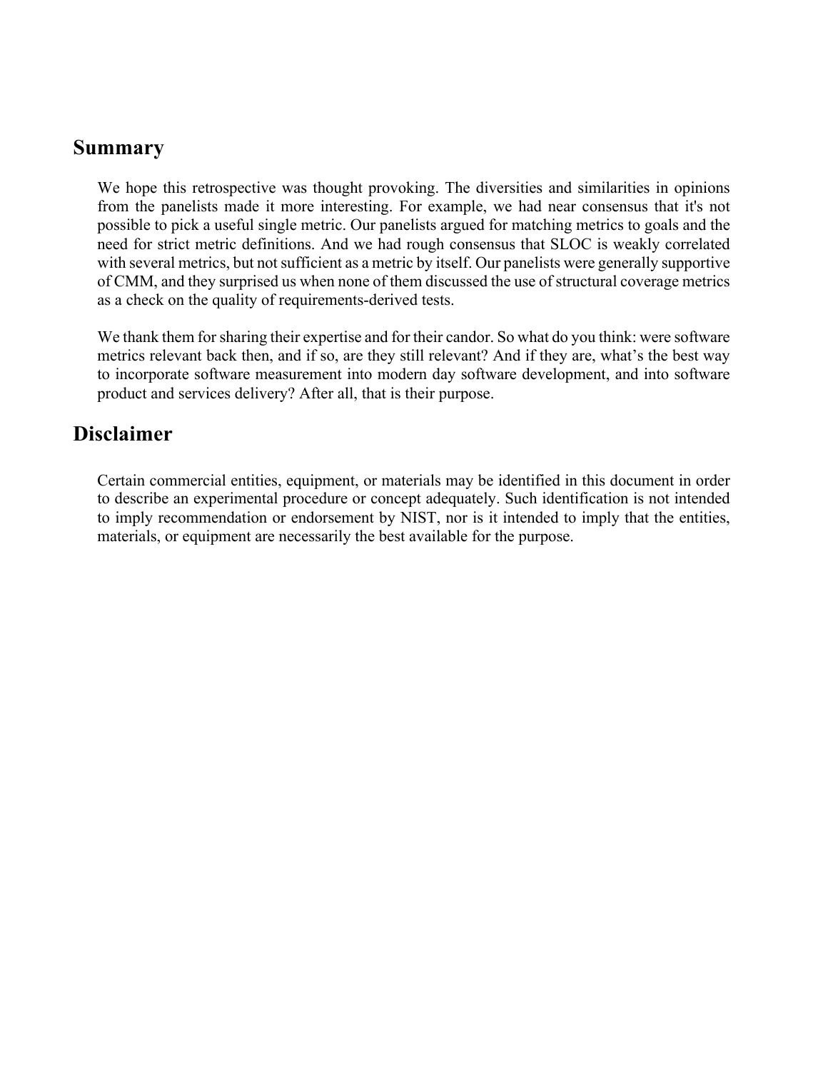## Summary

We hope this retrospective was thought provoking. The diversities and similarities in opinions from the panelists made it more interesting. For example, we had near consensus that it's not possible to pick a useful single metric. Our panelists argued for matching metrics to goals and the need for strict metric definitions. And we had rough consensus that SLOC is weakly correlated with several metrics, but not sufficient as a metric by itself. Our panelists were generally supportive of CMM, and they surprised us when none of them discussed the use of structural coverage metrics as a check on the quality of requirements-derived tests.

We thank them for sharing their expertise and for their candor. So what do you think: were software metrics relevant back then, and if so, are they still relevant? And if they are, what's the best way to incorporate software measurement into modern day software development, and into software product and services delivery? After all, that is their purpose.

## Disclaimer

Certain commercial entities, equipment, or materials may be identified in this document in order to describe an experimental procedure or concept adequately. Such identification is not intended to imply recommendation or endorsement by NIST, nor is it intended to imply that the entities, materials, or equipment are necessarily the best available for the purpose.